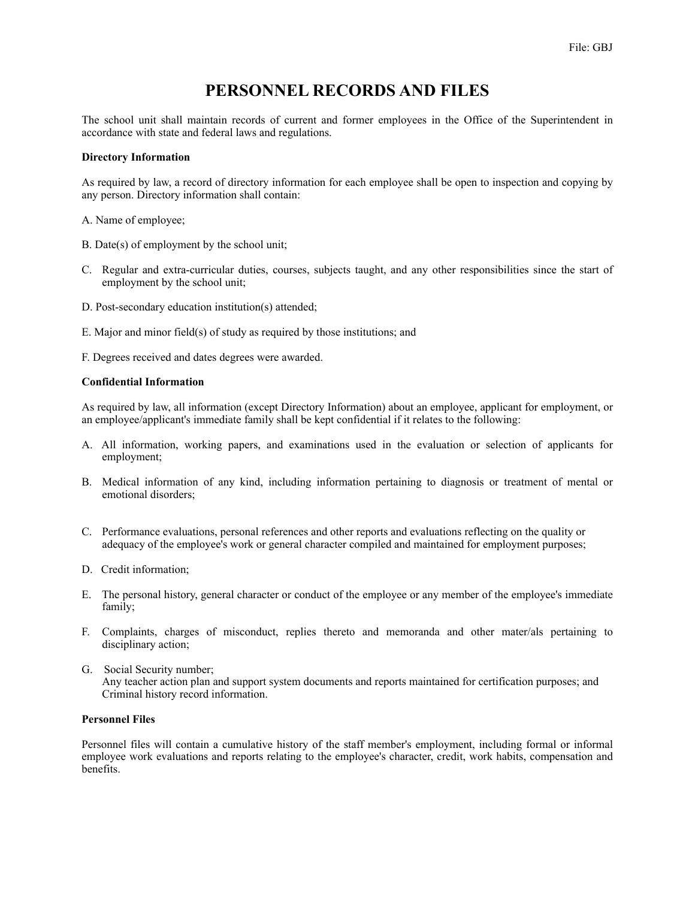File: GBJ

# PERSONNEL RECORDS AND FILES

The school unit shall maintain records of current and former employees in the Office of the Superintendent in accordance with state and federal laws and regulations.

**Directory Information**

As required by law, a record of directory information for each employee shall be open to inspection and copying by any person. Directory information shall contain:

A. Name of employee;

B. Date(s) of employment by the school unit;

C. Regular and extra-curricular duties, courses, subjects taught, and any other responsibilities since the start of employment by the school unit;

D. Post-secondary education institution(s) attended;

E. Major and minor field(s) of study as required by those institutions; and

F. Degrees received and dates degrees were awarded.

**Confidential Information**

As required by law, all information (except Directory Information) about an employee, applicant for employment, or an employee/applicant's immediate family shall be kept confidential if it relates to the following:

A. All information, working papers, and examinations used in the evaluation or selection of applicants for employment;

B. Medical information of any kind, including information pertaining to diagnosis or treatment of mental or emotional disorders;

C. Performance evaluations, personal references and other reports and evaluations reflecting on the quality or adequacy of the employee's work or general character compiled and maintained for employment purposes;

D. Credit information;

E. The personal history, general character or conduct of the employee or any member of the employee's immediate family;

F. Complaints, charges of misconduct, replies thereto and memoranda and other mater/als pertaining to disciplinary action;

G. Social Security number;
Any teacher action plan and support system documents and reports maintained for certification purposes; and
Criminal history record information.

**Personnel Files**

Personnel files will contain a cumulative history of the staff member's employment, including formal or informal employee work evaluations and reports relating to the employee's character, credit, work habits, compensation and benefits.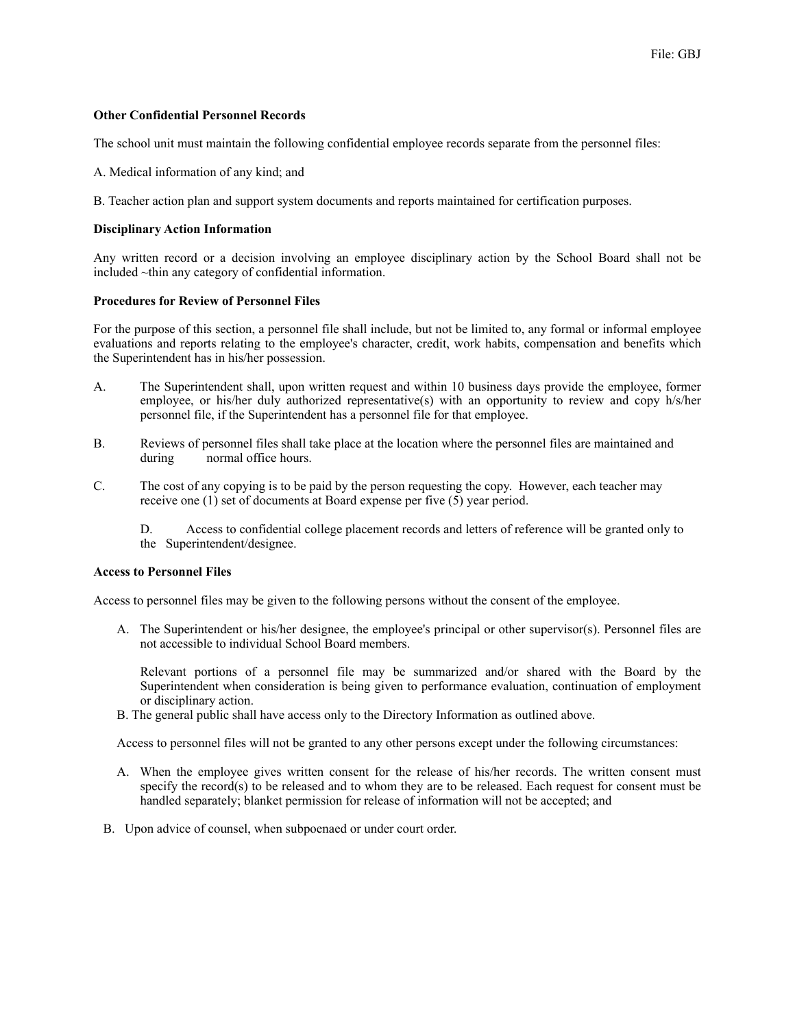**Other Confidential Personnel Records**

The school unit must maintain the following confidential employee records separate from the personnel files:

A. Medical information of any kind; and

B. Teacher action plan and support system documents and reports maintained for certification purposes.

**Disciplinary Action Information**

Any written record or a decision involving an employee disciplinary action by the School Board shall not be included ~thin any category of confidential information.

**Procedures for Review of Personnel Files**

For the purpose of this section, a personnel file shall include, but not be limited to, any formal or informal employee evaluations and reports relating to the employee's character, credit, work habits, compensation and benefits which the Superintendent has in his/her possession.

A. The Superintendent shall, upon written request and within 10 business days provide the employee, former employee, or his/her duly authorized representative(s) with an opportunity to review and copy h/s/her personnel file, if the Superintendent has a personnel file for that employee.

B. Reviews of personnel files shall take place at the location where the personnel files are maintained and during normal office hours.

C. The cost of any copying is to be paid by the person requesting the copy. However, each teacher may receive one (1) set of documents at Board expense per five (5) year period.

D. Access to confidential college placement records and letters of reference will be granted only to the Superintendent/designee.

**Access to Personnel Files**

Access to personnel files may be given to the following persons without the consent of the employee.

A. The Superintendent or his/her designee, the employee's principal or other supervisor(s). Personnel files are not accessible to individual School Board members.

   Relevant portions of a personnel file may be summarized and/or shared with the Board by the Superintendent when consideration is being given to performance evaluation, continuation of employment or disciplinary action.

B. The general public shall have access only to the Directory Information as outlined above.

Access to personnel files will not be granted to any other persons except under the following circumstances:

A. When the employee gives written consent for the release of his/her records. The written consent must specify the record(s) to be released and to whom they are to be released. Each request for consent must be handled separately; blanket permission for release of information will not be accepted; and

B. Upon advice of counsel, when subpoenaed or under court order.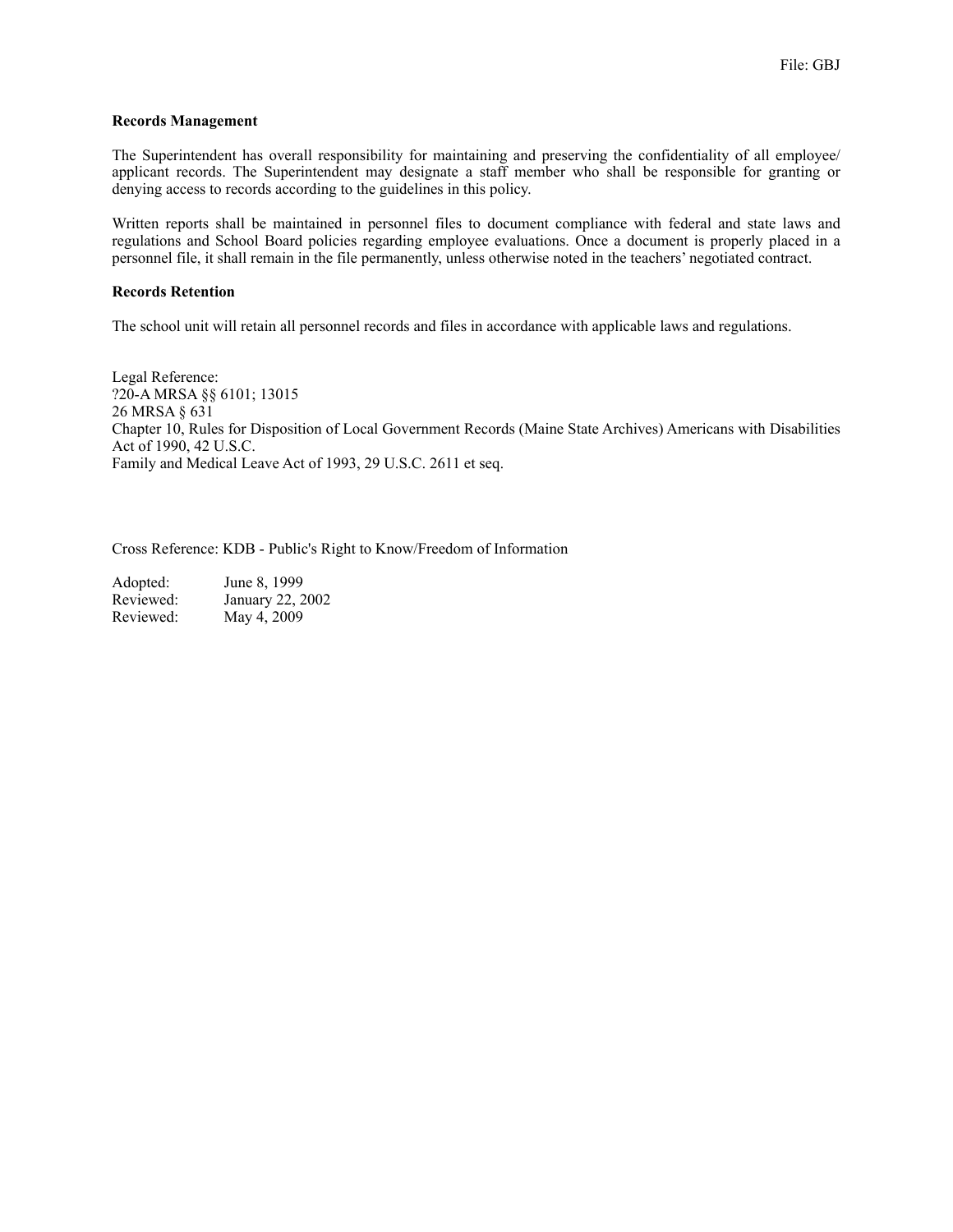File: GBJ

**Records Management**

The Superintendent has overall responsibility for maintaining and preserving the confidentiality of all employee/ applicant records. The Superintendent may designate a staff member who shall be responsible for granting or denying access to records according to the guidelines in this policy.

Written reports shall be maintained in personnel files to document compliance with federal and state laws and regulations and School Board policies regarding employee evaluations. Once a document is properly placed in a personnel file, it shall remain in the file permanently, unless otherwise noted in the teachers' negotiated contract.

**Records Retention**

The school unit will retain all personnel records and files in accordance with applicable laws and regulations.

Legal Reference:
?20-A MRSA §§ 6101; 13015
26 MRSA § 631
Chapter 10, Rules for Disposition of Local Government Records (Maine State Archives) Americans with Disabilities Act of 1990, 42 U.S.C.
Family and Medical Leave Act of 1993, 29 U.S.C. 2611 et seq.

Cross Reference: KDB - Public's Right to Know/Freedom of Information

| | |
|---|---|
| Adopted: | June 8, 1999 |
| Reviewed: | January 22, 2002 |
| Reviewed: | May 4, 2009 |